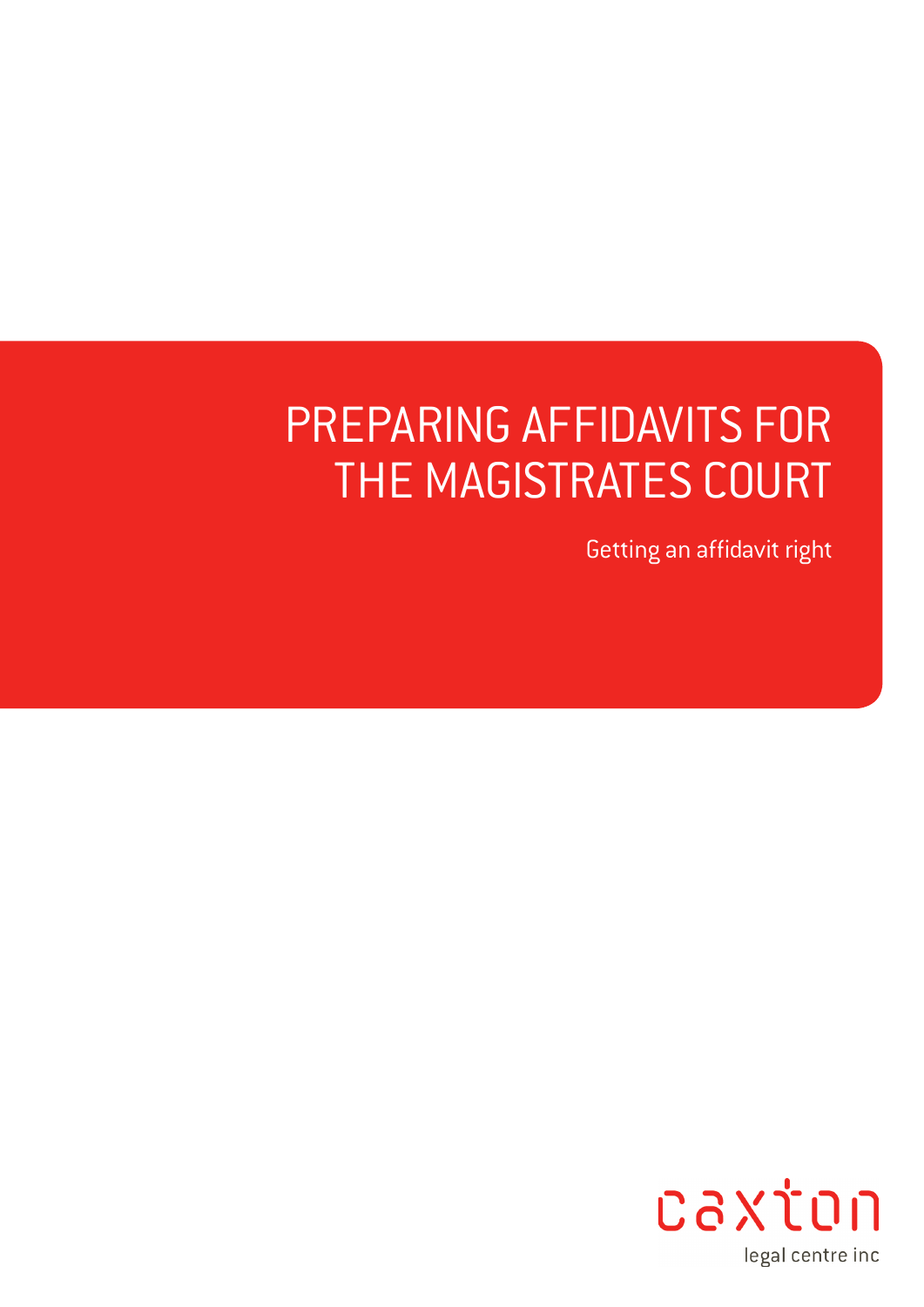# PREPARING AFFIDAVITS FOR THE MAGISTRATES COURT

Getting an affidavit right

caxton

legal centre inc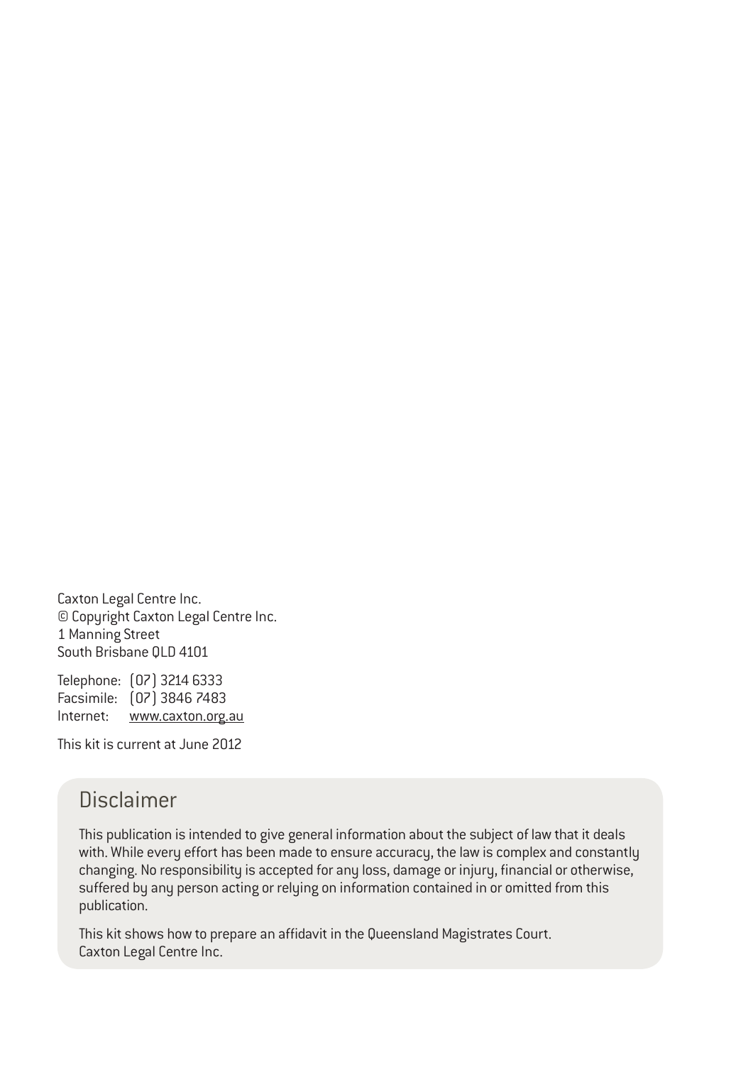Caxton Legal Centre Inc.
© Copyright Caxton Legal Centre Inc.
1 Manning Street
South Brisbane QLD 4101

Telephone: (07) 3214 6333
Facsimile: (07) 3846 7483
Internet: www.caxton.org.au

This kit is current at June 2012

## Disclaimer

This publication is intended to give general information about the subject of law that it deals with. While every effort has been made to ensure accuracy, the law is complex and constantly changing. No responsibility is accepted for any loss, damage or injury, financial or otherwise, suffered by any person acting or relying on information contained in or omitted from this publication.

This kit shows how to prepare an affidavit in the Queensland Magistrates Court.
Caxton Legal Centre Inc.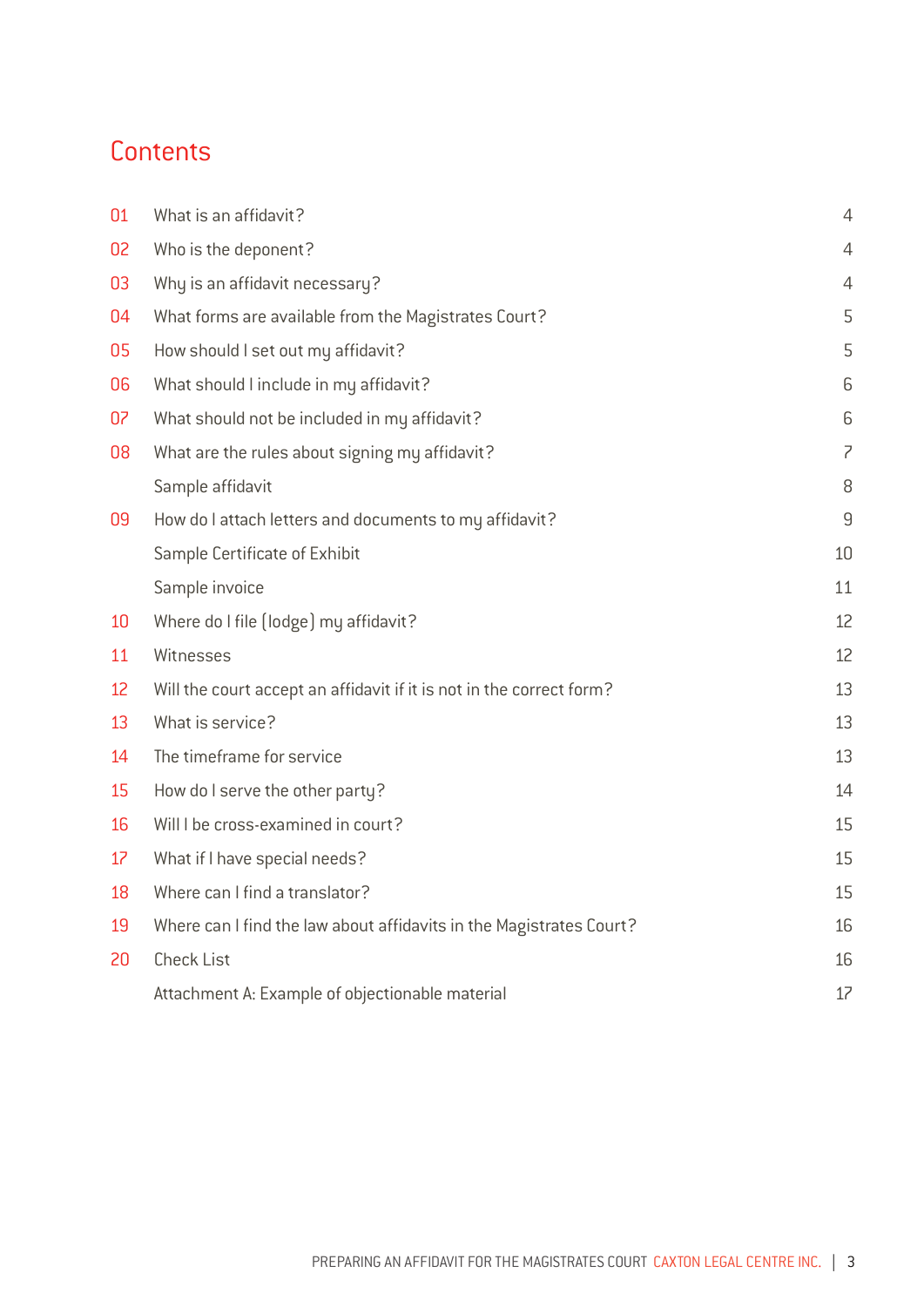# Contents

| | | |
|---|---|---|
| 01 | What is an affidavit? | 4 |
| 02 | Who is the deponent? | 4 |
| 03 | Why is an affidavit necessary? | 4 |
| 04 | What forms are available from the Magistrates Court? | 5 |
| 05 | How should I set out my affidavit? | 5 |
| 06 | What should I include in my affidavit? | 6 |
| 07 | What should not be included in my affidavit? | 6 |
| 08 | What are the rules about signing my affidavit? | 7 |
| | Sample affidavit | 8 |
| 09 | How do I attach letters and documents to my affidavit? | 9 |
| | Sample Certificate of Exhibit | 10 |
| | Sample invoice | 11 |
| 10 | Where do I file (lodge) my affidavit? | 12 |
| 11 | Witnesses | 12 |
| 12 | Will the court accept an affidavit if it is not in the correct form? | 13 |
| 13 | What is service? | 13 |
| 14 | The timeframe for service | 13 |
| 15 | How do I serve the other party? | 14 |
| 16 | Will I be cross-examined in court? | 15 |
| 17 | What if I have special needs? | 15 |
| 18 | Where can I find a translator? | 15 |
| 19 | Where can I find the law about affidavits in the Magistrates Court? | 16 |
| 20 | Check List | 16 |
| | Attachment A: Example of objectionable material | 17 |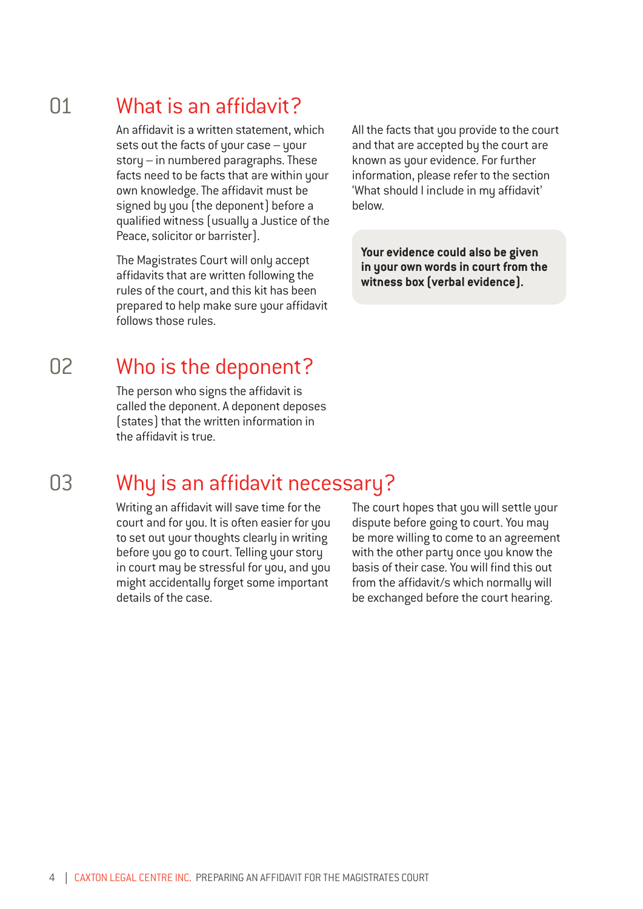## 01 What is an affidavit?

An affidavit is a written statement, which sets out the facts of your case – your story – in numbered paragraphs. These facts need to be facts that are within your own knowledge. The affidavit must be signed by you (the deponent) before a qualified witness (usually a Justice of the Peace, solicitor or barrister).

The Magistrates Court will only accept affidavits that are written following the rules of the court, and this kit has been prepared to help make sure your affidavit follows those rules.

All the facts that you provide to the court and that are accepted by the court are known as your evidence. For further information, please refer to the section 'What should I include in my affidavit' below.

**Your evidence could also be given in your own words in court from the witness box (verbal evidence).**

## 02 Who is the deponent?

The person who signs the affidavit is called the deponent. A deponent deposes (states) that the written information in the affidavit is true.

## 03 Why is an affidavit necessary?

Writing an affidavit will save time for the court and for you. It is often easier for you to set out your thoughts clearly in writing before you go to court. Telling your story in court may be stressful for you, and you might accidentally forget some important details of the case.

The court hopes that you will settle your dispute before going to court. You may be more willing to come to an agreement with the other party once you know the basis of their case. You will find this out from the affidavit/s which normally will be exchanged before the court hearing.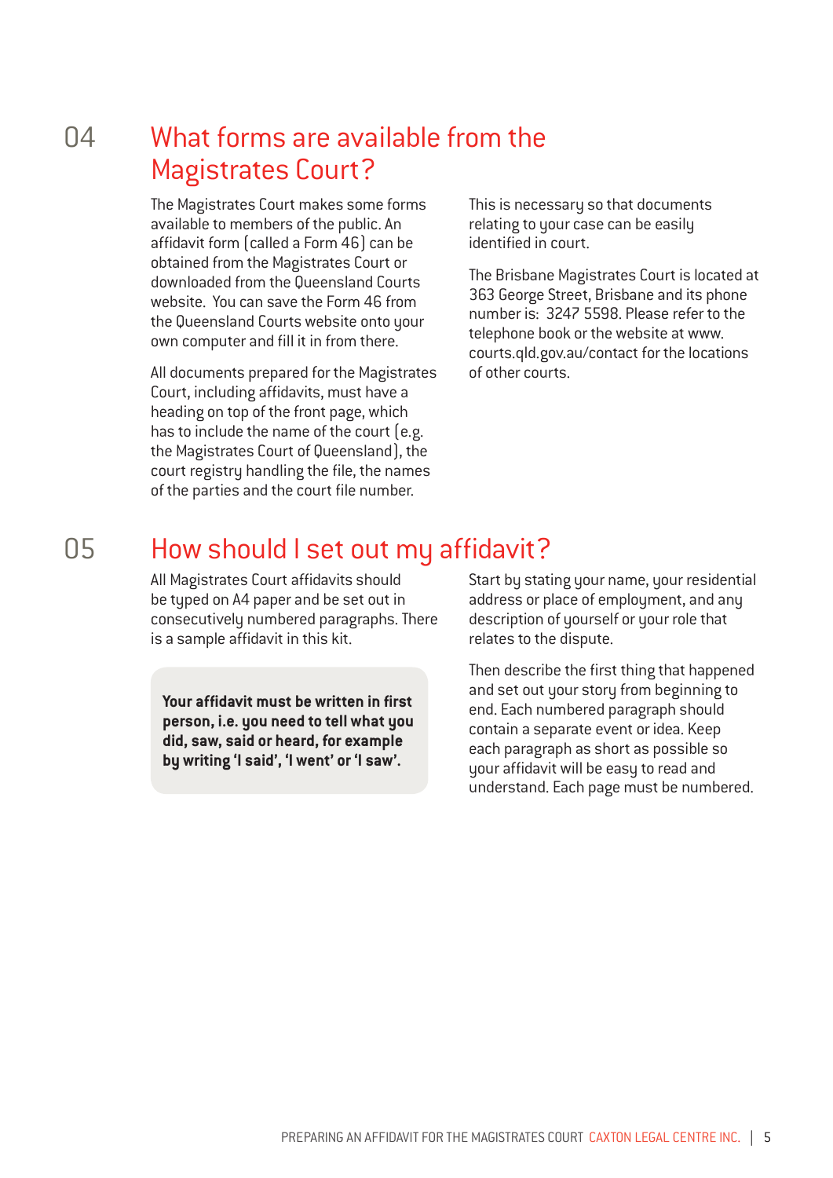## 04 What forms are available from the Magistrates Court?

The Magistrates Court makes some forms available to members of the public. An affidavit form (called a Form 46) can be obtained from the Magistrates Court or downloaded from the Queensland Courts website. You can save the Form 46 from the Queensland Courts website onto your own computer and fill it in from there.

All documents prepared for the Magistrates Court, including affidavits, must have a heading on top of the front page, which has to include the name of the court (e.g. the Magistrates Court of Queensland), the court registry handling the file, the names of the parties and the court file number.

This is necessary so that documents relating to your case can be easily identified in court.

The Brisbane Magistrates Court is located at 363 George Street, Brisbane and its phone number is: 3247 5598. Please refer to the telephone book or the website at www.courts.qld.gov.au/contact for the locations of other courts.

## 05 How should I set out my affidavit?

All Magistrates Court affidavits should be typed on A4 paper and be set out in consecutively numbered paragraphs. There is a sample affidavit in this kit.

**Your affidavit must be written in first person, i.e. you need to tell what you did, saw, said or heard, for example by writing 'I said', 'I went' or 'I saw'.**

Start by stating your name, your residential address or place of employment, and any description of yourself or your role that relates to the dispute.

Then describe the first thing that happened and set out your story from beginning to end. Each numbered paragraph should contain a separate event or idea. Keep each paragraph as short as possible so your affidavit will be easy to read and understand. Each page must be numbered.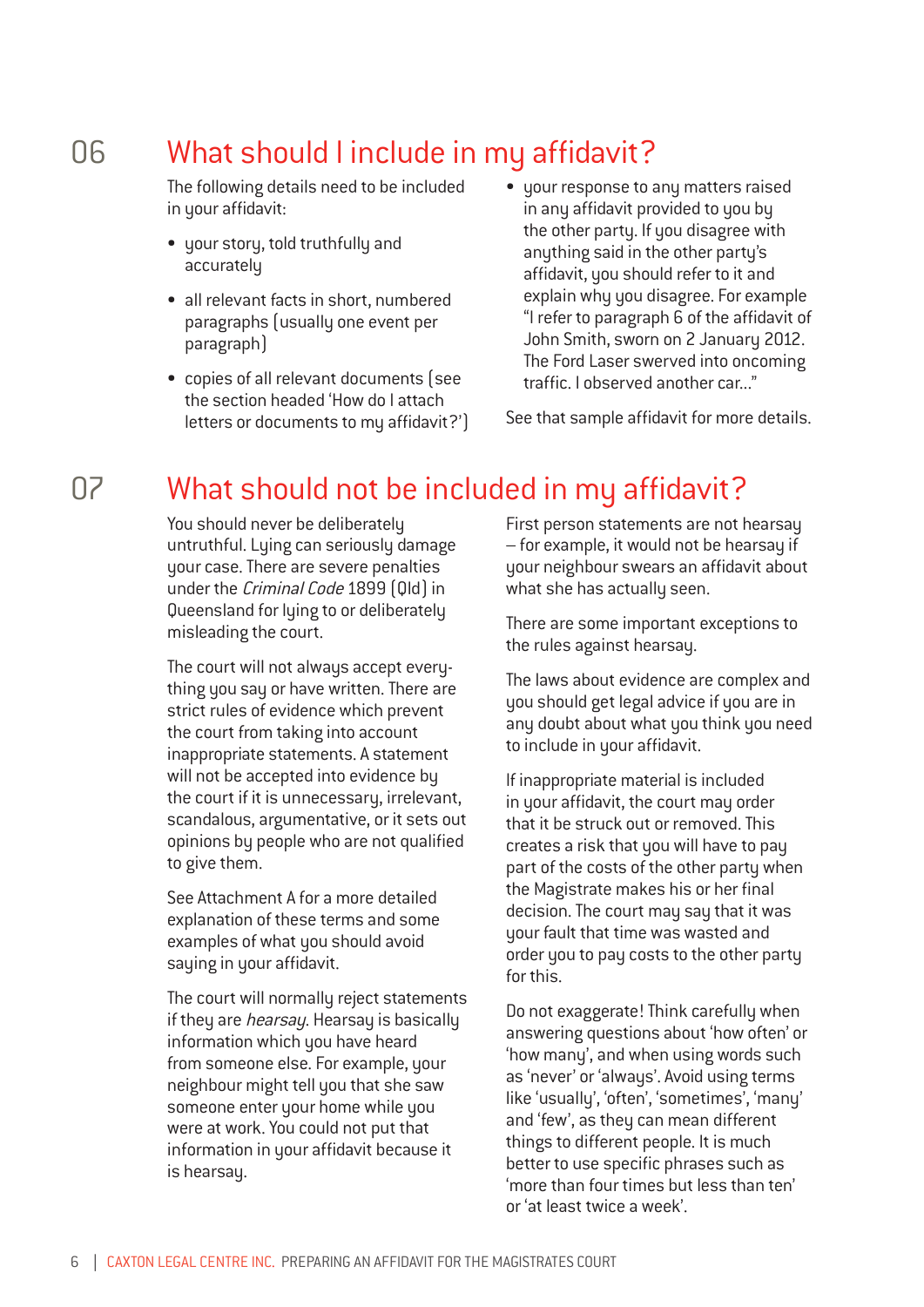## 06 What should I include in my affidavit?

The following details need to be included in your affidavit:

- your story, told truthfully and accurately
- all relevant facts in short, numbered paragraphs (usually one event per paragraph)
- copies of all relevant documents (see the section headed 'How do I attach letters or documents to my affidavit?')
- your response to any matters raised in any affidavit provided to you by the other party. If you disagree with anything said in the other party's affidavit, you should refer to it and explain why you disagree. For example "I refer to paragraph 6 of the affidavit of John Smith, sworn on 2 January 2012. The Ford Laser swerved into oncoming traffic. I observed another car..."

See that sample affidavit for more details.

## 07 What should not be included in my affidavit?

You should never be deliberately untruthful. Lying can seriously damage your case. There are severe penalties under the *Criminal Code* 1899 (Qld) in Queensland for lying to or deliberately misleading the court.

The court will not always accept everything you say or have written. There are strict rules of evidence which prevent the court from taking into account inappropriate statements. A statement will not be accepted into evidence by the court if it is unnecessary, irrelevant, scandalous, argumentative, or it sets out opinions by people who are not qualified to give them.

See Attachment A for a more detailed explanation of these terms and some examples of what you should avoid saying in your affidavit.

The court will normally reject statements if they are *hearsay*. Hearsay is basically information which you have heard from someone else. For example, your neighbour might tell you that she saw someone enter your home while you were at work. You could not put that information in your affidavit because it is hearsay.

First person statements are not hearsay – for example, it would not be hearsay if your neighbour swears an affidavit about what she has actually seen.

There are some important exceptions to the rules against hearsay.

The laws about evidence are complex and you should get legal advice if you are in any doubt about what you think you need to include in your affidavit.

If inappropriate material is included in your affidavit, the court may order that it be struck out or removed. This creates a risk that you will have to pay part of the costs of the other party when the Magistrate makes his or her final decision. The court may say that it was your fault that time was wasted and order you to pay costs to the other party for this.

Do not exaggerate! Think carefully when answering questions about 'how often' or 'how many', and when using words such as 'never' or 'always'. Avoid using terms like 'usually', 'often', 'sometimes', 'many' and 'few', as they can mean different things to different people. It is much better to use specific phrases such as 'more than four times but less than ten' or 'at least twice a week'.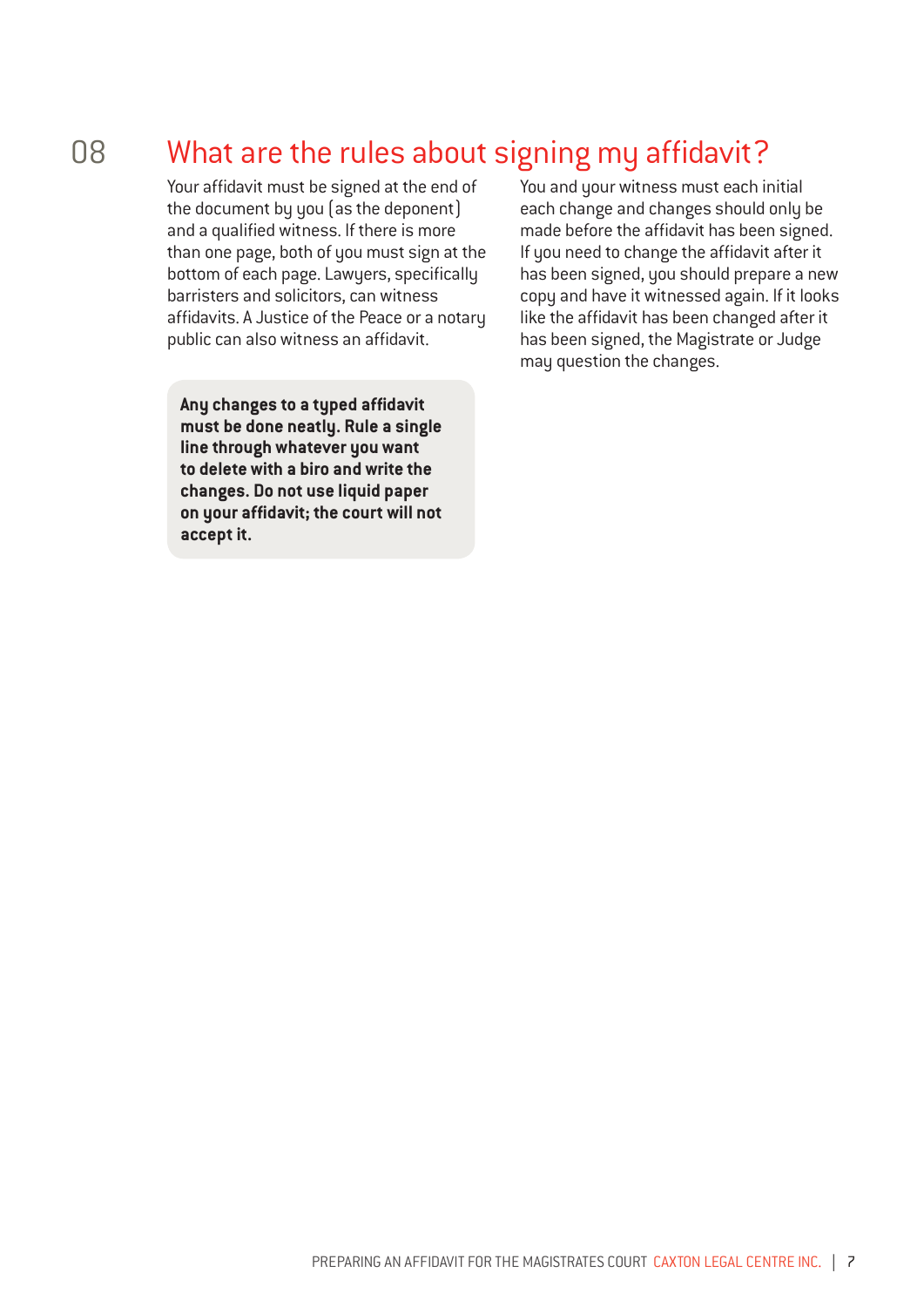## 08 What are the rules about signing my affidavit?

Your affidavit must be signed at the end of the document by you (as the deponent) and a qualified witness. If there is more than one page, both of you must sign at the bottom of each page. Lawyers, specifically barristers and solicitors, can witness affidavits. A Justice of the Peace or a notary public can also witness an affidavit.

**Any changes to a typed affidavit must be done neatly. Rule a single line through whatever you want to delete with a biro and write the changes. Do not use liquid paper on your affidavit; the court will not accept it.**

You and your witness must each initial each change and changes should only be made before the affidavit has been signed. If you need to change the affidavit after it has been signed, you should prepare a new copy and have it witnessed again. If it looks like the affidavit has been changed after it has been signed, the Magistrate or Judge may question the changes.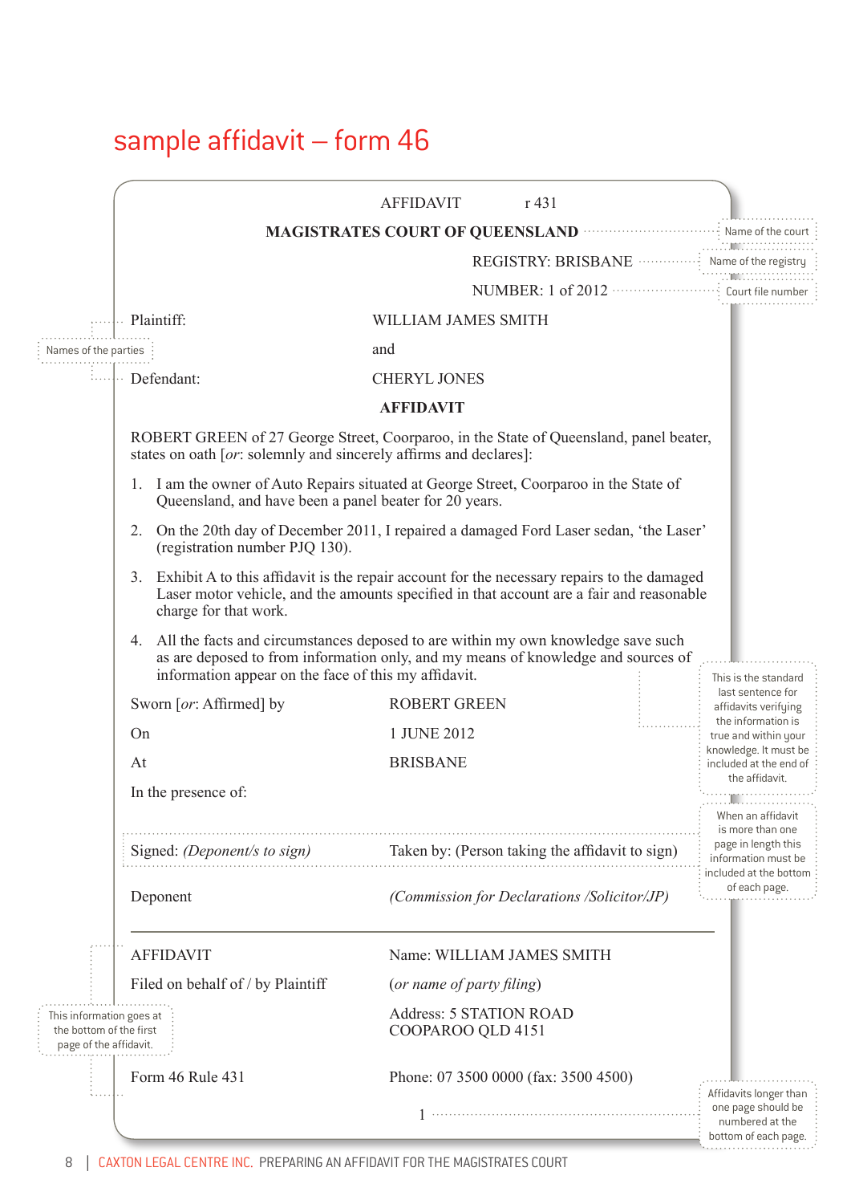# sample affidavit – form 46

AFFIDAVIT r 431

**MAGISTRATES COURT OF QUEENSLAND** — Name of the court

REGISTRY: BRISBANE — Name of the registry

NUMBER: 1 of 2012 — Court file number

Names of the parties

| | |
|---|---|
| Plaintiff: | WILLIAM JAMES SMITH |
| | and |
| Defendant: | CHERYL JONES |

**AFFIDAVIT**

ROBERT GREEN of 27 George Street, Coorparoo, in the State of Queensland, panel beater, states on oath [*or*: solemnly and sincerely affirms and declares]:

1. I am the owner of Auto Repairs situated at George Street, Coorparoo in the State of Queensland, and have been a panel beater for 20 years.
2. On the 20th day of December 2011, I repaired a damaged Ford Laser sedan, 'the Laser' (registration number PJQ 130).
3. Exhibit A to this affidavit is the repair account for the necessary repairs to the damaged Laser motor vehicle, and the amounts specified in that account are a fair and reasonable charge for that work.
4. All the facts and circumstances deposed to are within my own knowledge save such as are deposed to from information only, and my means of knowledge and sources of information appear on the face of this my affidavit.

This is the standard last sentence for affidavits verifying the information is true and within your knowledge. It must be included at the end of the affidavit.

| | |
|---|---|
| Sworn [*or*: Affirmed] by | ROBERT GREEN |
| On | 1 JUNE 2012 |
| At | BRISBANE |
| In the presence of: | |
| Signed: *(Deponent/s to sign)* | Taken by: (Person taking the affidavit to sign) |
| Deponent | *(Commission for Declarations /Solicitor/JP)* |

When an affidavit is more than one page in length this information must be included at the bottom of each page.

| | |
|---|---|
| AFFIDAVIT | Name: WILLIAM JAMES SMITH |
| Filed on behalf of / by Plaintiff | (*or name of party filing*) |
| | Address: 5 STATION ROAD COOPAROO QLD 4151 |
| Form 46 Rule 431 | Phone: 07 3500 0000 (fax: 3500 4500) |

This information goes at the bottom of the first page of the affidavit.

1

Affidavits longer than one page should be numbered at the bottom of each page.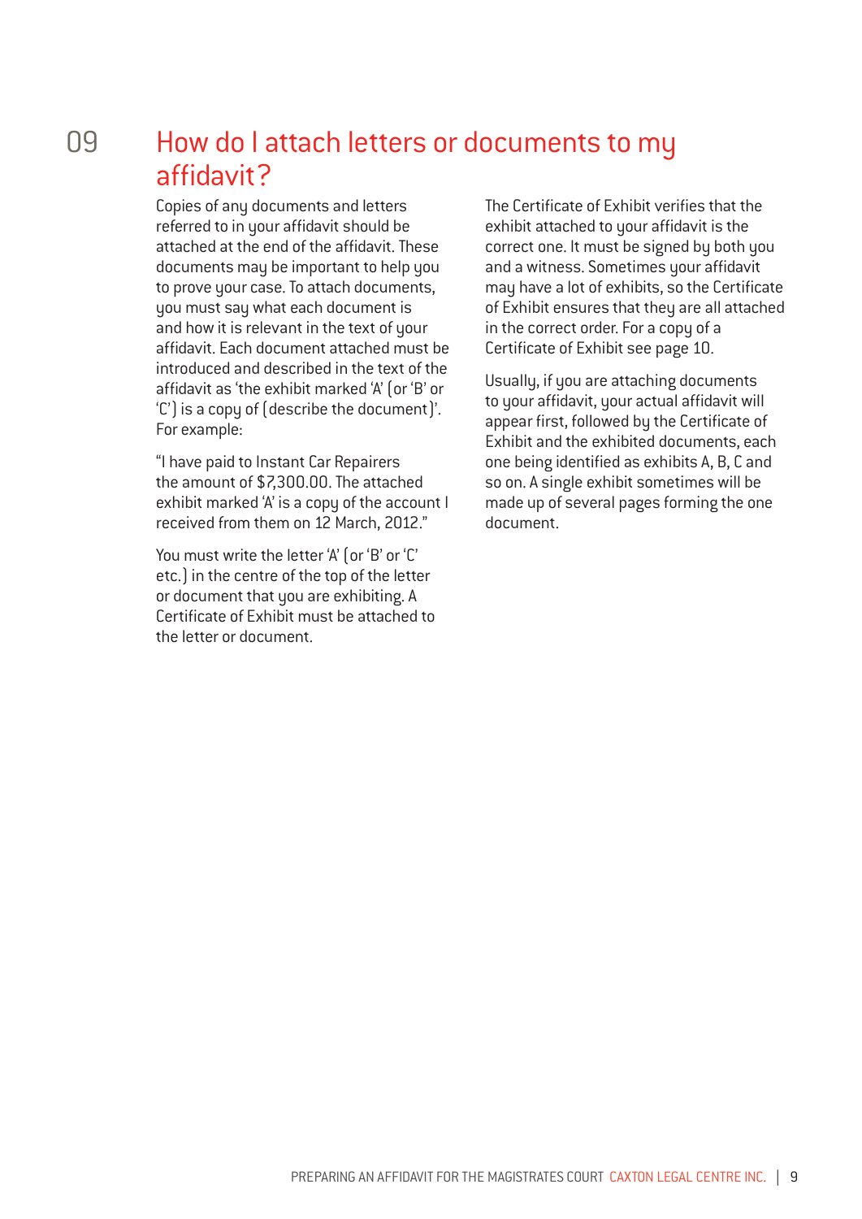## 09 How do I attach letters or documents to my affidavit?

Copies of any documents and letters referred to in your affidavit should be attached at the end of the affidavit. These documents may be important to help you to prove your case. To attach documents, you must say what each document is and how it is relevant in the text of your affidavit. Each document attached must be introduced and described in the text of the affidavit as 'the exhibit marked 'A' (or 'B' or 'C') is a copy of (describe the document)'. For example:

"I have paid to Instant Car Repairers the amount of $7,300.00. The attached exhibit marked 'A' is a copy of the account I received from them on 12 March, 2012."

You must write the letter 'A' (or 'B' or 'C' etc.) in the centre of the top of the letter or document that you are exhibiting. A Certificate of Exhibit must be attached to the letter or document.

The Certificate of Exhibit verifies that the exhibit attached to your affidavit is the correct one. It must be signed by both you and a witness. Sometimes your affidavit may have a lot of exhibits, so the Certificate of Exhibit ensures that they are all attached in the correct order. For a copy of a Certificate of Exhibit see page 10.

Usually, if you are attaching documents to your affidavit, your actual affidavit will appear first, followed by the Certificate of Exhibit and the exhibited documents, each one being identified as exhibits A, B, C and so on. A single exhibit sometimes will be made up of several pages forming the one document.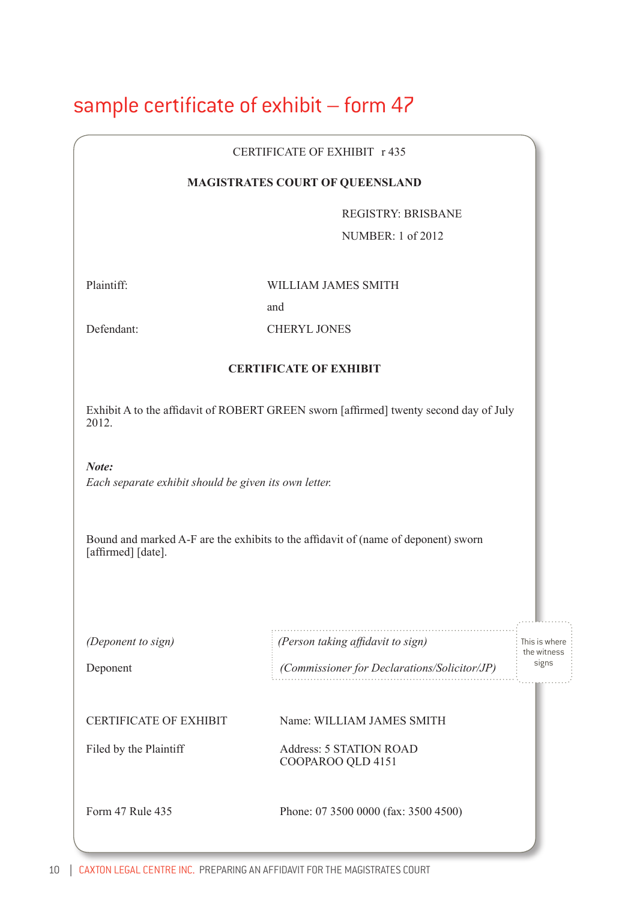# sample certificate of exhibit – form 47

CERTIFICATE OF EXHIBIT r 435

**MAGISTRATES COURT OF QUEENSLAND**

REGISTRY: BRISBANE

NUMBER: 1 of 2012

| | |
|---|---|
| Plaintiff: | WILLIAM JAMES SMITH |
| | and |
| Defendant: | CHERYL JONES |

**CERTIFICATE OF EXHIBIT**

Exhibit A to the affidavit of ROBERT GREEN sworn [affirmed] twenty second day of July 2012.

***Note:***
*Each separate exhibit should be given its own letter.*

Bound and marked A-F are the exhibits to the affidavit of (name of deponent) sworn [affirmed] [date].

| | | |
|---|---|---|
| *(Deponent to sign)* | *(Person taking affidavit to sign)* | This is where the witness signs |
| Deponent | *(Commissioner for Declarations/Solicitor/JP)* | |

| | |
|---|---|
| CERTIFICATE OF EXHIBIT | Name: WILLIAM JAMES SMITH |
| Filed by the Plaintiff | Address: 5 STATION ROAD COOPAROO QLD 4151 |
| Form 47 Rule 435 | Phone: 07 3500 0000 (fax: 3500 4500) |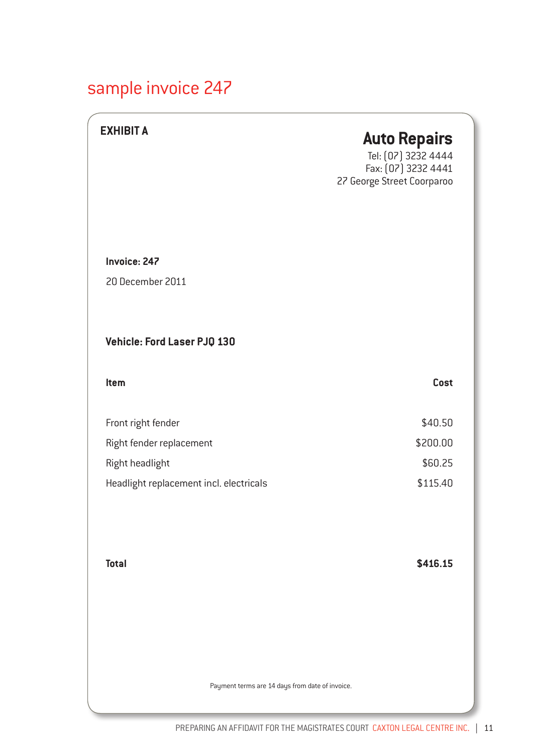## sample invoice 247

**EXHIBIT A**

**Auto Repairs**
Tel: (07) 3232 4444
Fax: (07) 3232 4441
27 George Street Coorparoo

**Invoice: 247**

20 December 2011

**Vehicle: Ford Laser PJQ 130**

| **Item** | **Cost** |
|---|---|
| Front right fender | $40.50 |
| Right fender replacement | $200.00 |
| Right headlight | $60.25 |
| Headlight replacement incl. electricals | $115.40 |
| **Total** | **$416.15** |

Payment terms are 14 days from date of invoice.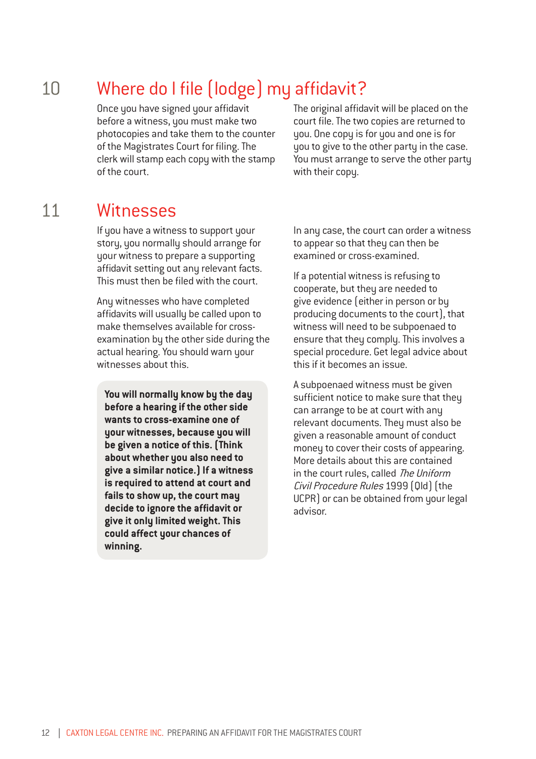## 10 Where do I file (lodge) my affidavit?

Once you have signed your affidavit before a witness, you must make two photocopies and take them to the counter of the Magistrates Court for filing. The clerk will stamp each copy with the stamp of the court.

The original affidavit will be placed on the court file. The two copies are returned to you. One copy is for you and one is for you to give to the other party in the case. You must arrange to serve the other party with their copy.

## 11 Witnesses

If you have a witness to support your story, you normally should arrange for your witness to prepare a supporting affidavit setting out any relevant facts. This must then be filed with the court.

Any witnesses who have completed affidavits will usually be called upon to make themselves available for cross-examination by the other side during the actual hearing. You should warn your witnesses about this.

**You will normally know by the day before a hearing if the other side wants to cross-examine one of your witnesses, because you will be given a notice of this. (Think about whether you also need to give a similar notice.) If a witness is required to attend at court and fails to show up, the court may decide to ignore the affidavit or give it only limited weight. This could affect your chances of winning.**

In any case, the court can order a witness to appear so that they can then be examined or cross-examined.

If a potential witness is refusing to cooperate, but they are needed to give evidence (either in person or by producing documents to the court), that witness will need to be subpoenaed to ensure that they comply. This involves a special procedure. Get legal advice about this if it becomes an issue.

A subpoenaed witness must be given sufficient notice to make sure that they can arrange to be at court with any relevant documents. They must also be given a reasonable amount of conduct money to cover their costs of appearing. More details about this are contained in the court rules, called *The Uniform Civil Procedure Rules* 1999 (Qld) (the UCPR) or can be obtained from your legal advisor.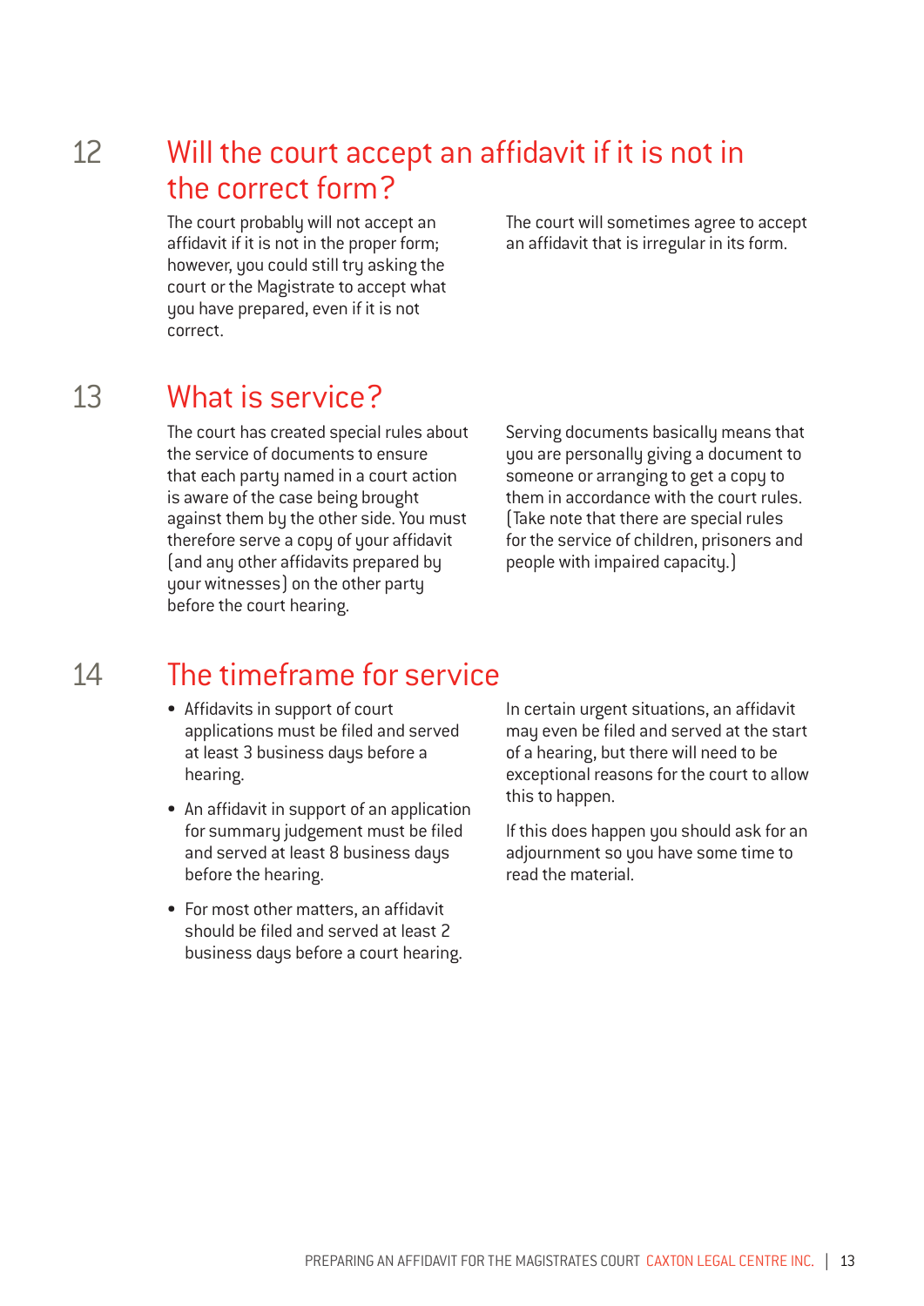## 12 Will the court accept an affidavit if it is not in the correct form?

The court probably will not accept an affidavit if it is not in the proper form; however, you could still try asking the court or the Magistrate to accept what you have prepared, even if it is not correct.

The court will sometimes agree to accept an affidavit that is irregular in its form.

## 13 What is service?

The court has created special rules about the service of documents to ensure that each party named in a court action is aware of the case being brought against them by the other side. You must therefore serve a copy of your affidavit (and any other affidavits prepared by your witnesses) on the other party before the court hearing.

Serving documents basically means that you are personally giving a document to someone or arranging to get a copy to them in accordance with the court rules. (Take note that there are special rules for the service of children, prisoners and people with impaired capacity.)

## 14 The timeframe for service

- Affidavits in support of court applications must be filed and served at least 3 business days before a hearing.
- An affidavit in support of an application for summary judgement must be filed and served at least 8 business days before the hearing.
- For most other matters, an affidavit should be filed and served at least 2 business days before a court hearing.

In certain urgent situations, an affidavit may even be filed and served at the start of a hearing, but there will need to be exceptional reasons for the court to allow this to happen.

If this does happen you should ask for an adjournment so you have some time to read the material.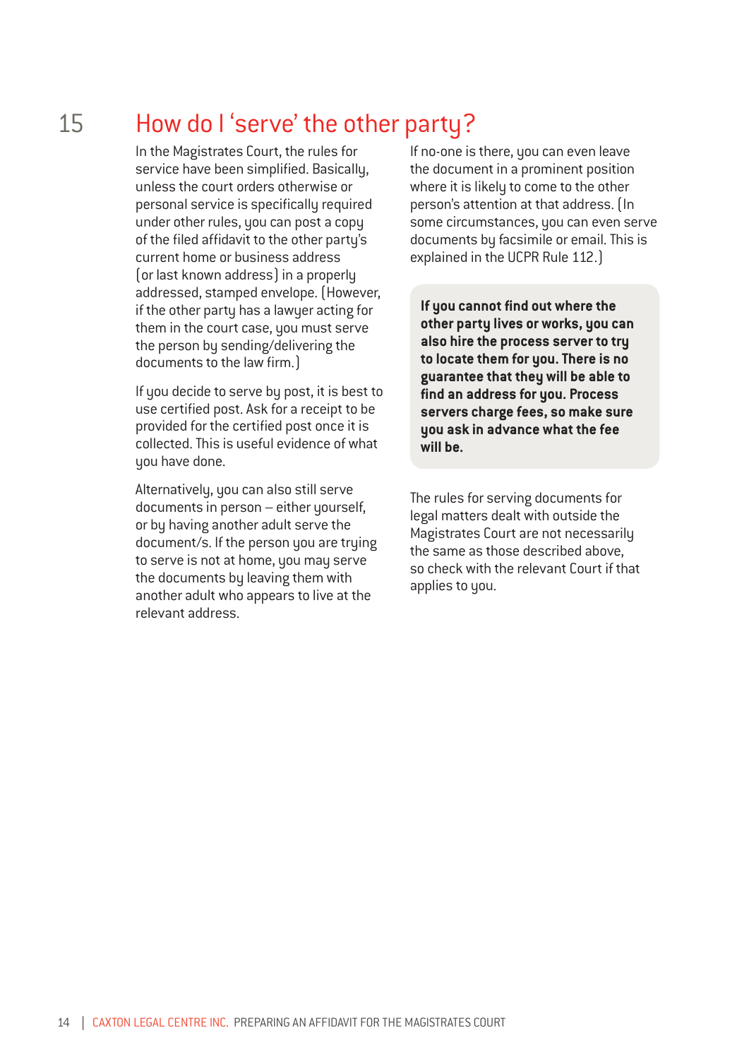## 15 How do I 'serve' the other party?

In the Magistrates Court, the rules for service have been simplified. Basically, unless the court orders otherwise or personal service is specifically required under other rules, you can post a copy of the filed affidavit to the other party's current home or business address (or last known address) in a properly addressed, stamped envelope. (However, if the other party has a lawyer acting for them in the court case, you must serve the person by sending/delivering the documents to the law firm.)

If you decide to serve by post, it is best to use certified post. Ask for a receipt to be provided for the certified post once it is collected. This is useful evidence of what you have done.

Alternatively, you can also still serve documents in person – either yourself, or by having another adult serve the document/s. If the person you are trying to serve is not at home, you may serve the documents by leaving them with another adult who appears to live at the relevant address.

If no-one is there, you can even leave the document in a prominent position where it is likely to come to the other person's attention at that address. (In some circumstances, you can even serve documents by facsimile or email. This is explained in the UCPR Rule 112.)

**If you cannot find out where the other party lives or works, you can also hire the process server to try to locate them for you. There is no guarantee that they will be able to find an address for you. Process servers charge fees, so make sure you ask in advance what the fee will be.**

The rules for serving documents for legal matters dealt with outside the Magistrates Court are not necessarily the same as those described above, so check with the relevant Court if that applies to you.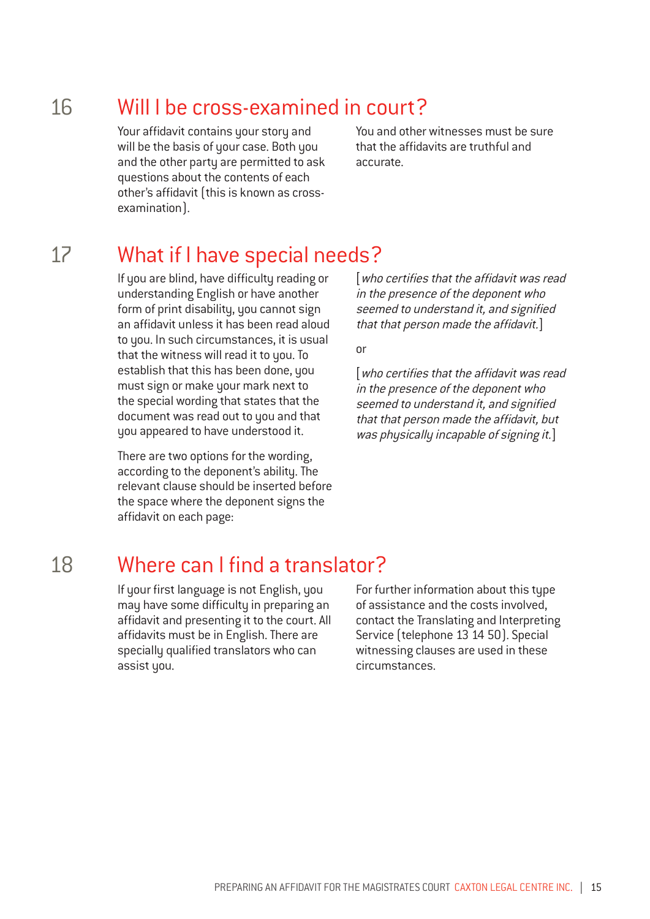## 16 Will I be cross-examined in court?

Your affidavit contains your story and will be the basis of your case. Both you and the other party are permitted to ask questions about the contents of each other's affidavit (this is known as cross-examination).

You and other witnesses must be sure that the affidavits are truthful and accurate.

## 17 What if I have special needs?

If you are blind, have difficulty reading or understanding English or have another form of print disability, you cannot sign an affidavit unless it has been read aloud to you. In such circumstances, it is usual that the witness will read it to you. To establish that this has been done, you must sign or make your mark next to the special wording that states that the document was read out to you and that you appeared to have understood it.

There are two options for the wording, according to the deponent's ability. The relevant clause should be inserted before the space where the deponent signs the affidavit on each page:

[*who certifies that the affidavit was read in the presence of the deponent who seemed to understand it, and signified that that person made the affidavit.*]

or

[*who certifies that the affidavit was read in the presence of the deponent who seemed to understand it, and signified that that person made the affidavit, but was physically incapable of signing it.*]

## 18 Where can I find a translator?

If your first language is not English, you may have some difficulty in preparing an affidavit and presenting it to the court. All affidavits must be in English. There are specially qualified translators who can assist you.

For further information about this type of assistance and the costs involved, contact the Translating and Interpreting Service (telephone 13 14 50). Special witnessing clauses are used in these circumstances.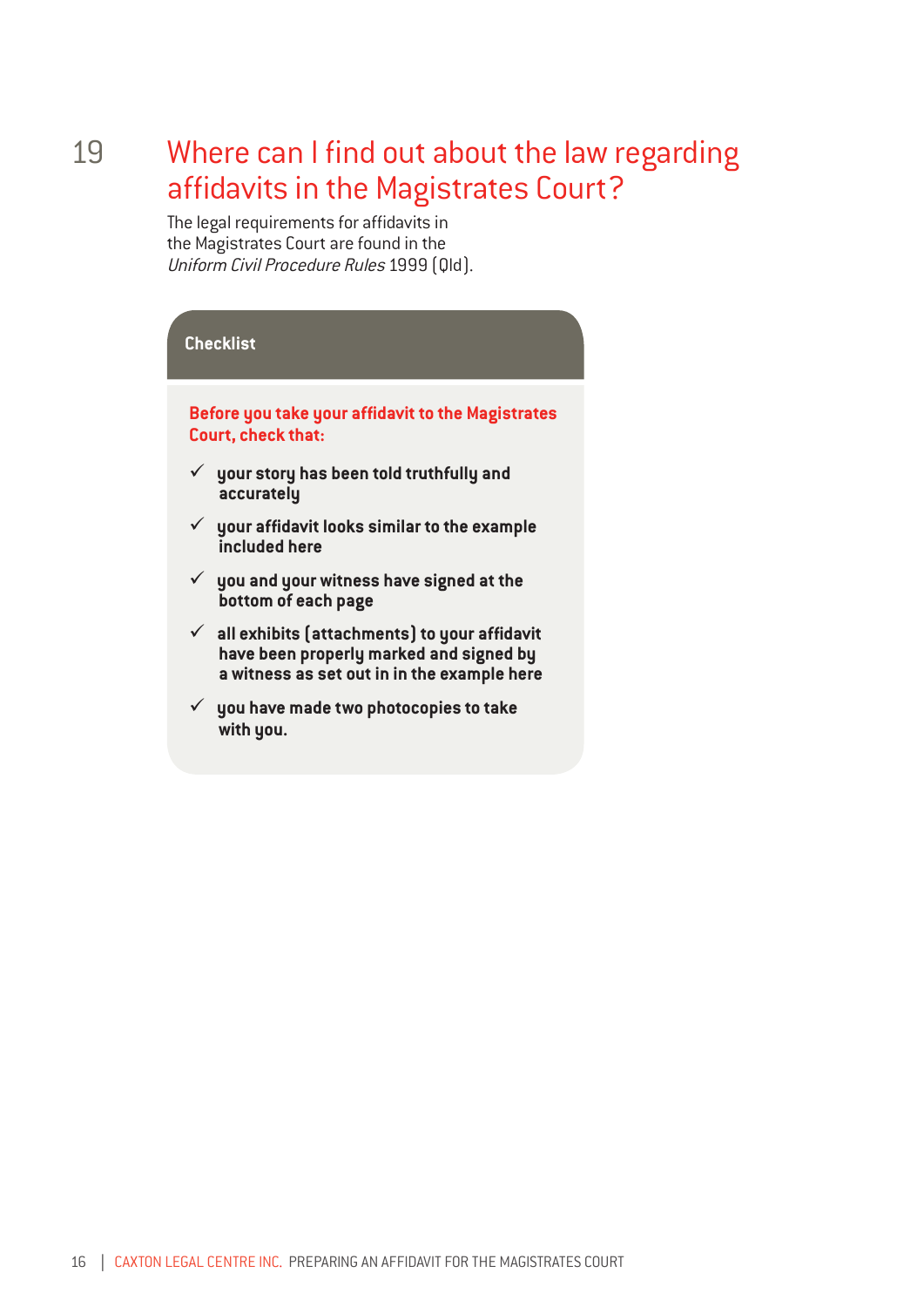## 19 Where can I find out about the law regarding affidavits in the Magistrates Court?

The legal requirements for affidavits in the Magistrates Court are found in the *Uniform Civil Procedure Rules* 1999 (Qld).

**Checklist**

**Before you take your affidavit to the Magistrates Court, check that:**

- ✓ **your story has been told truthfully and accurately**
- ✓ **your affidavit looks similar to the example included here**
- ✓ **you and your witness have signed at the bottom of each page**
- ✓ **all exhibits (attachments) to your affidavit have been properly marked and signed by a witness as set out in in the example here**
- ✓ **you have made two photocopies to take with you.**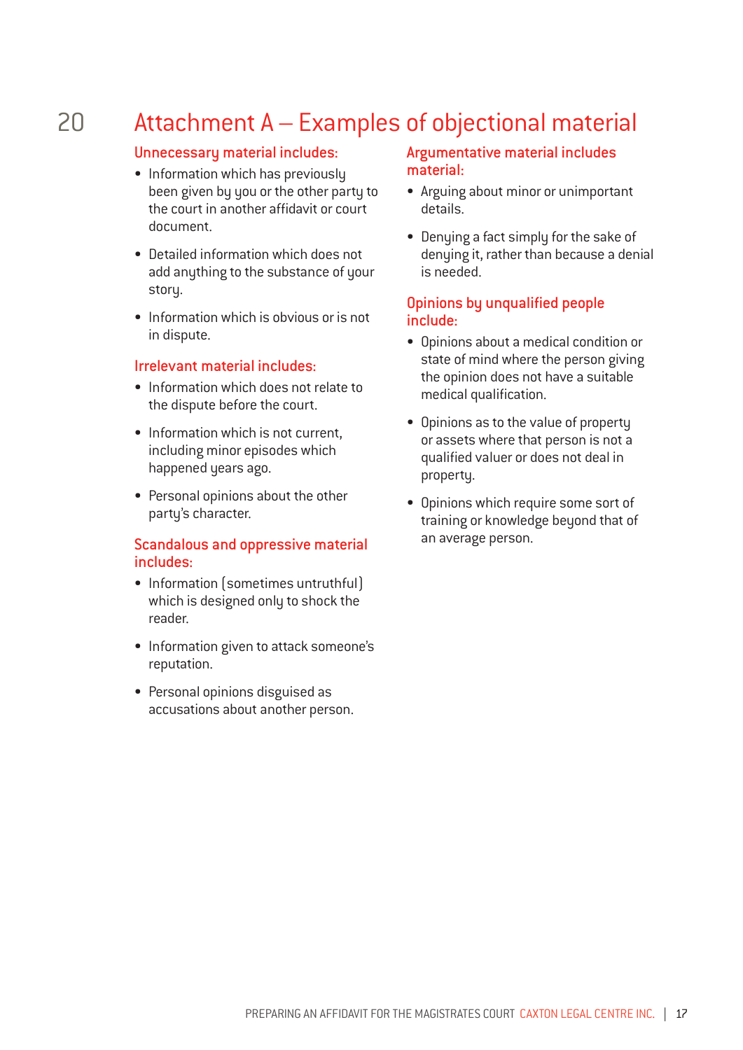## 20 Attachment A – Examples of objectional material

### Unnecessary material includes:

- Information which has previously been given by you or the other party to the court in another affidavit or court document.
- Detailed information which does not add anything to the substance of your story.
- Information which is obvious or is not in dispute.

### Irrelevant material includes:

- Information which does not relate to the dispute before the court.
- Information which is not current, including minor episodes which happened years ago.
- Personal opinions about the other party's character.

### Scandalous and oppressive material includes:

- Information (sometimes untruthful) which is designed only to shock the reader.
- Information given to attack someone's reputation.
- Personal opinions disguised as accusations about another person.

### Argumentative material includes material:

- Arguing about minor or unimportant details.
- Denying a fact simply for the sake of denying it, rather than because a denial is needed.

### Opinions by unqualified people include:

- Opinions about a medical condition or state of mind where the person giving the opinion does not have a suitable medical qualification.
- Opinions as to the value of property or assets where that person is not a qualified valuer or does not deal in property.
- Opinions which require some sort of training or knowledge beyond that of an average person.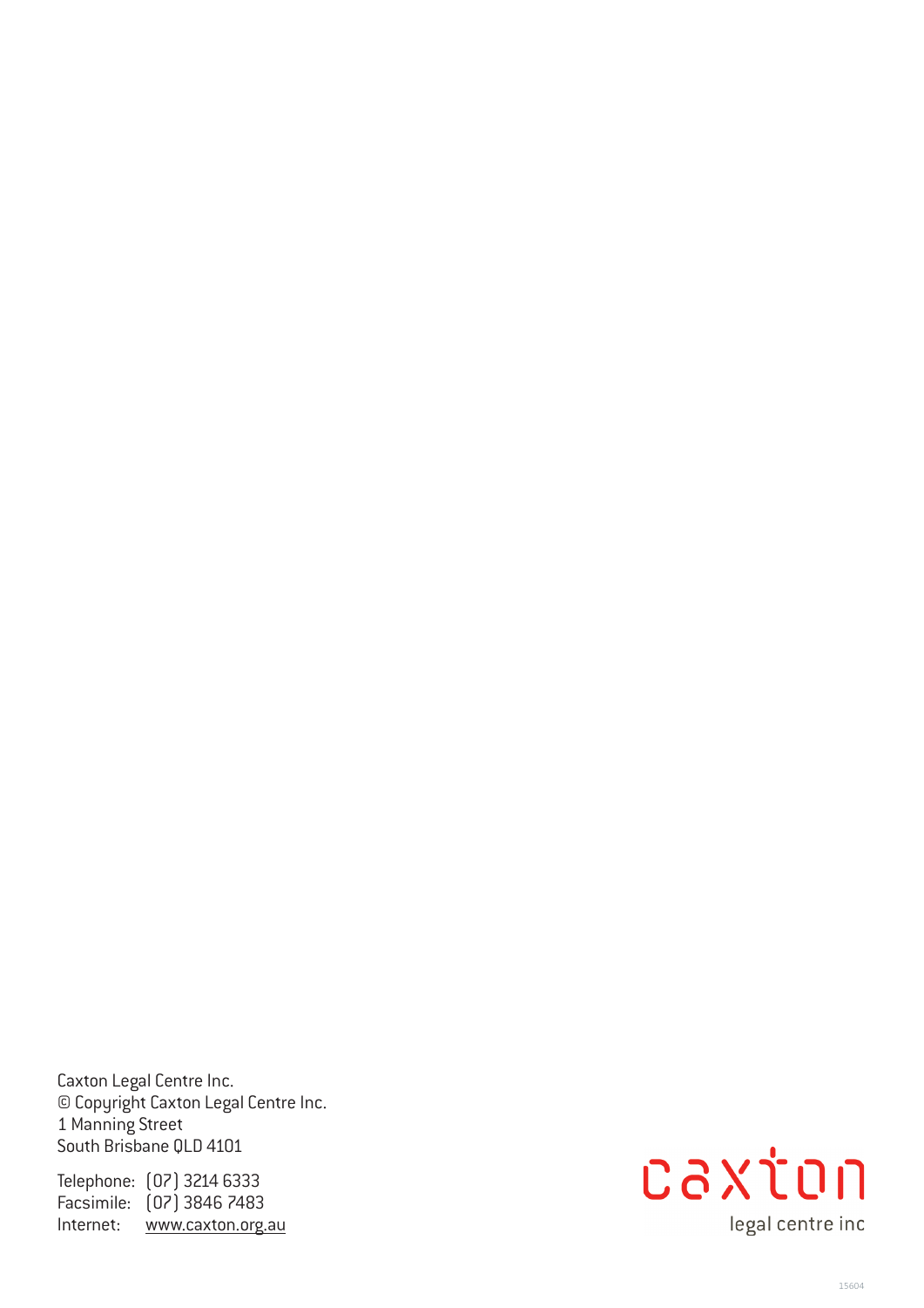Caxton Legal Centre Inc.
© Copyright Caxton Legal Centre Inc.
1 Manning Street
South Brisbane QLD 4101

Telephone: (07) 3214 6333
Facsimile: (07) 3846 7483
Internet: www.caxton.org.au

caxton
legal centre inc

15604